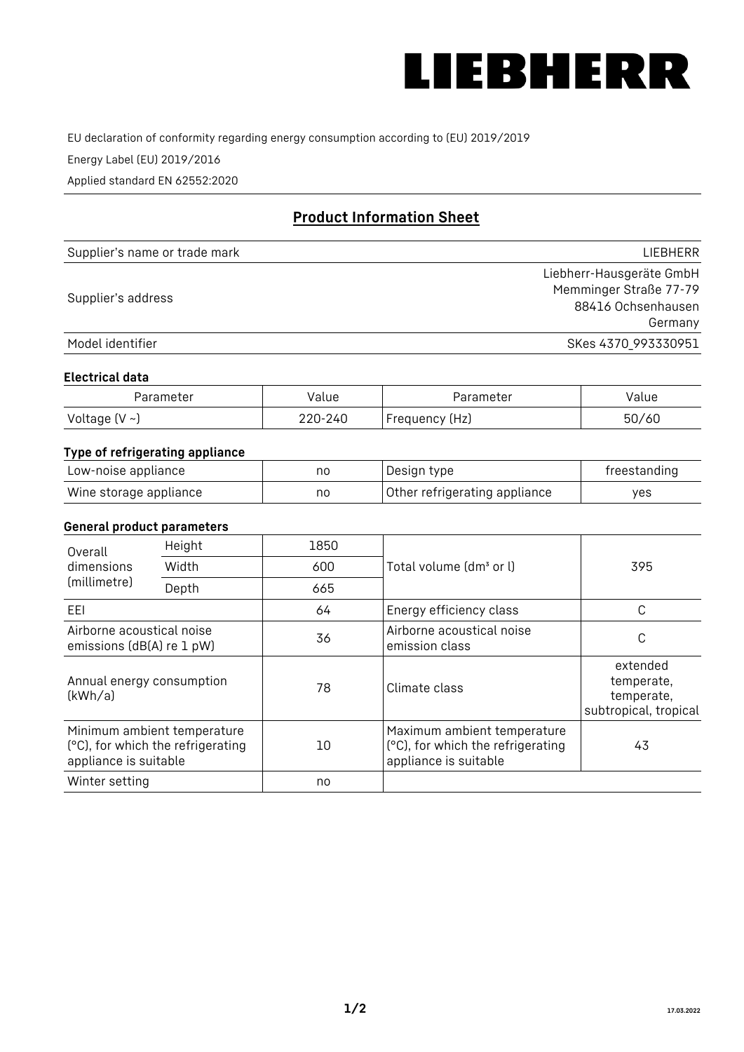LIEBHERR

EU declaration of conformity regarding energy consumption according to (EU) 2019/2019

Energy Label (EU) 2019/2016

Applied standard EN 62552:2020

## Product Information Sheet

| | |
|---|---|
| Supplier's name or trade mark | LIEBHERR |
| Supplier's address | Liebherr-Hausgeräte GmbH<br>Memminger Straße 77-79<br>88416 Ochsenhausen<br>Germany |
| Model identifier | SKes 4370_993330951 |

### Electrical data

| Parameter | Value | Parameter | Value |
|---|---|---|---|
| Voltage (V ~) | 220-240 | Frequency (Hz) | 50/60 |

### Type of refrigerating appliance

| | | | |
|---|---|---|---|
| Low-noise appliance | no | Design type | freestanding |
| Wine storage appliance | no | Other refrigerating appliance | yes |

### General product parameters

| | | | | |
|---|---|---|---|---|
| Overall dimensions (millimetre) | Height | 1850 | Total volume (dm³ or l) | 395 |
| | Width | 600 | | |
| | Depth | 665 | | |
| EEI | | 64 | Energy efficiency class | C |
| Airborne acoustical noise emissions (dB(A) re 1 pW) | | 36 | Airborne acoustical noise emission class | C |
| Annual energy consumption (kWh/a) | | 78 | Climate class | extended temperate, temperate, subtropical, tropical |
| Minimum ambient temperature (°C), for which the refrigerating appliance is suitable | | 10 | Maximum ambient temperature (°C), for which the refrigerating appliance is suitable | 43 |
| Winter setting | | no | | |

17.03.2022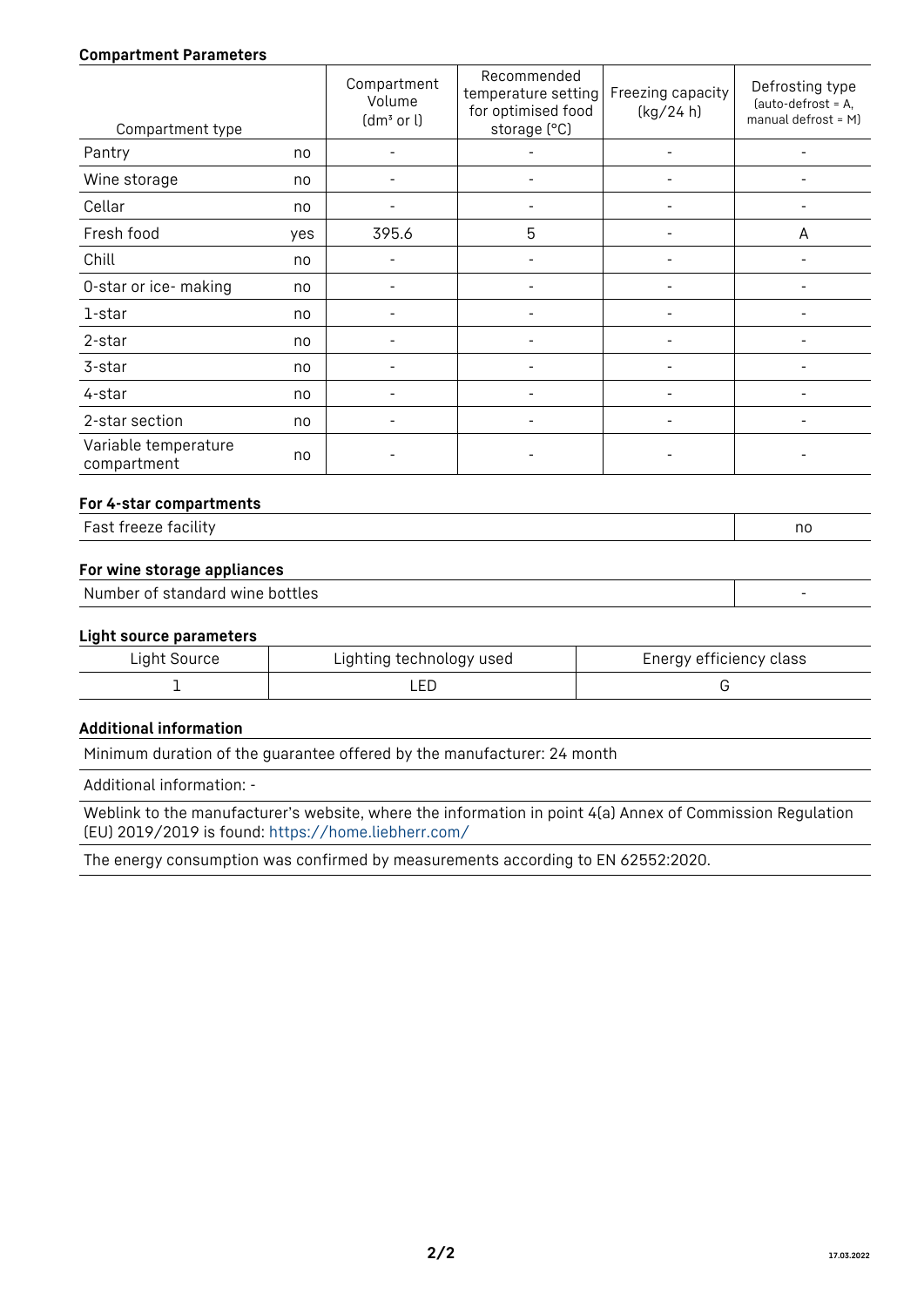### Compartment Parameters

| Compartment type | | Compartment Volume (dm³ or l) | Recommended temperature setting for optimised food storage (°C) | Freezing capacity (kg/24 h) | Defrosting type (auto-defrost = A, manual defrost = M) |
|---|---|---|---|---|---|
| Pantry | no | - | - | - | - |
| Wine storage | no | - | - | - | - |
| Cellar | no | - | - | - | - |
| Fresh food | yes | 395.6 | 5 | - | A |
| Chill | no | - | - | - | - |
| 0-star or ice- making | no | - | - | - | - |
| 1-star | no | - | - | - | - |
| 2-star | no | - | - | - | - |
| 3-star | no | - | - | - | - |
| 4-star | no | - | - | - | - |
| 2-star section | no | - | - | - | - |
| Variable temperature compartment | no | - | - | - | - |

### For 4-star compartments

| | |
|---|---|
| Fast freeze facility | no |

### For wine storage appliances

| | |
|---|---|
| Number of standard wine bottles | - |

### Light source parameters

| Light Source | Lighting technology used | Energy efficiency class |
|---|---|---|
| 1 | LED | G |

### Additional information

Minimum duration of the guarantee offered by the manufacturer: 24 month

Additional information: -

Weblink to the manufacturer's website, where the information in point 4(a) Annex of Commission Regulation (EU) 2019/2019 is found: https://home.liebherr.com/

The energy consumption was confirmed by measurements according to EN 62552:2020.

17.03.2022